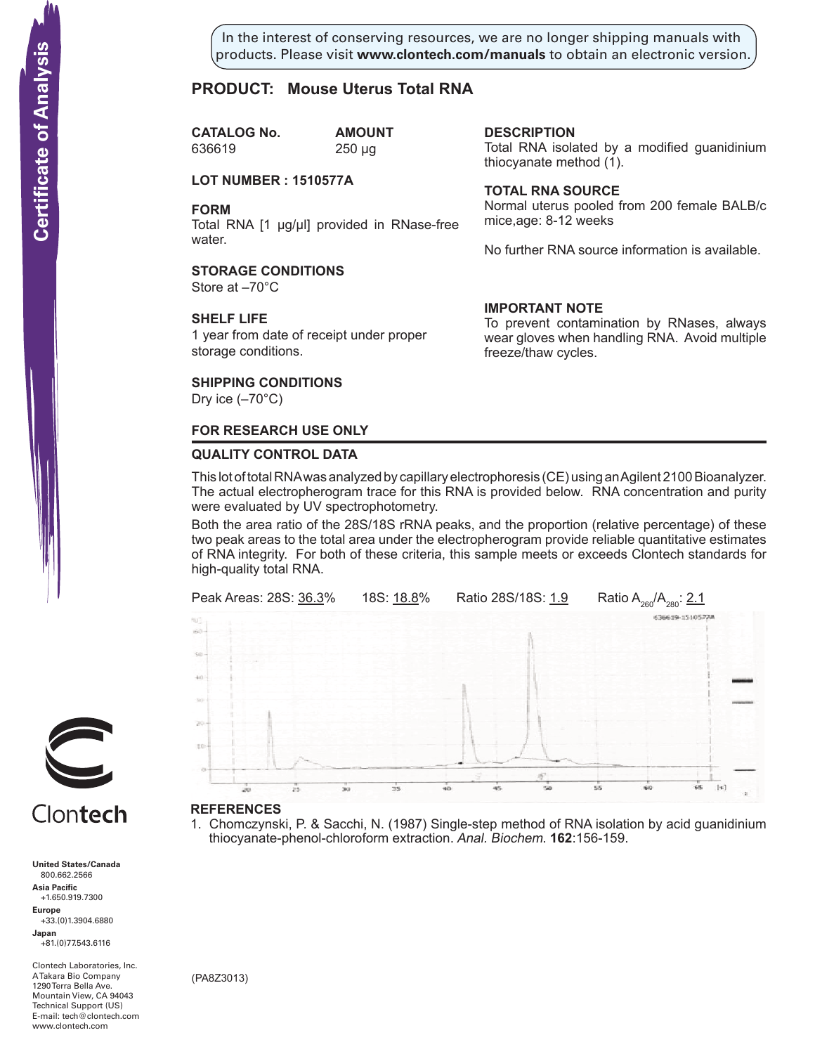In the interest of conserving resources, we are no longer shipping manuals with products. Please visit **www.clontech.com/manuals** to obtain an electronic version.

# Certificate of Analysis

## PRODUCT: Mouse Uterus Total RNA

| CATALOG No. | AMOUNT |
|---|---|
| 636619 | 250 µg |

**LOT NUMBER : 1510577A**

### FORM
Total RNA [1 µg/µl] provided in RNase-free water.

### STORAGE CONDITIONS
Store at –70°C

### SHELF LIFE
1 year from date of receipt under proper storage conditions.

### SHIPPING CONDITIONS
Dry ice (–70°C)

### DESCRIPTION
Total RNA isolated by a modified guanidinium thiocyanate method (1).

### TOTAL RNA SOURCE
Normal uterus pooled from 200 female BALB/c mice,age: 8-12 weeks

No further RNA source information is available.

### IMPORTANT NOTE
To prevent contamination by RNases, always wear gloves when handling RNA. Avoid multiple freeze/thaw cycles.

**FOR RESEARCH USE ONLY**

### QUALITY CONTROL DATA

This lot of total RNA was analyzed by capillary electrophoresis (CE) using an Agilent 2100 Bioanalyzer. The actual electropherogram trace for this RNA is provided below. RNA concentration and purity were evaluated by UV spectrophotometry.

Both the area ratio of the 28S/18S rRNA peaks, and the proportion (relative percentage) of these two peak areas to the total area under the electropherogram provide reliable quantitative estimates of RNA integrity. For both of these criteria, this sample meets or exceeds Clontech standards for high-quality total RNA.

Peak Areas: 28S: 36.3%  18S: 18.8%  Ratio 28S/18S: 1.9  Ratio $A_{260}/A_{280}$: 2.1

### REFERENCES
1. Chomczynski, P. & Sacchi, N. (1987) Single-step method of RNA isolation by acid guanidinium thiocyanate-phenol-chloroform extraction. *Anal. Biochem.* **162**:156-159.

(PA8Z3013)

Clontech

**United States/Canada**
800.662.2566
**Asia Pacific**
+1.650.919.7300
**Europe**
+33.(0)1.3904.6880
**Japan**
+81.(0)77.543.6116

Clontech Laboratories, Inc.
A Takara Bio Company
1290 Terra Bella Ave.
Mountain View, CA 94043
Technical Support (US)
E-mail: tech@clontech.com
www.clontech.com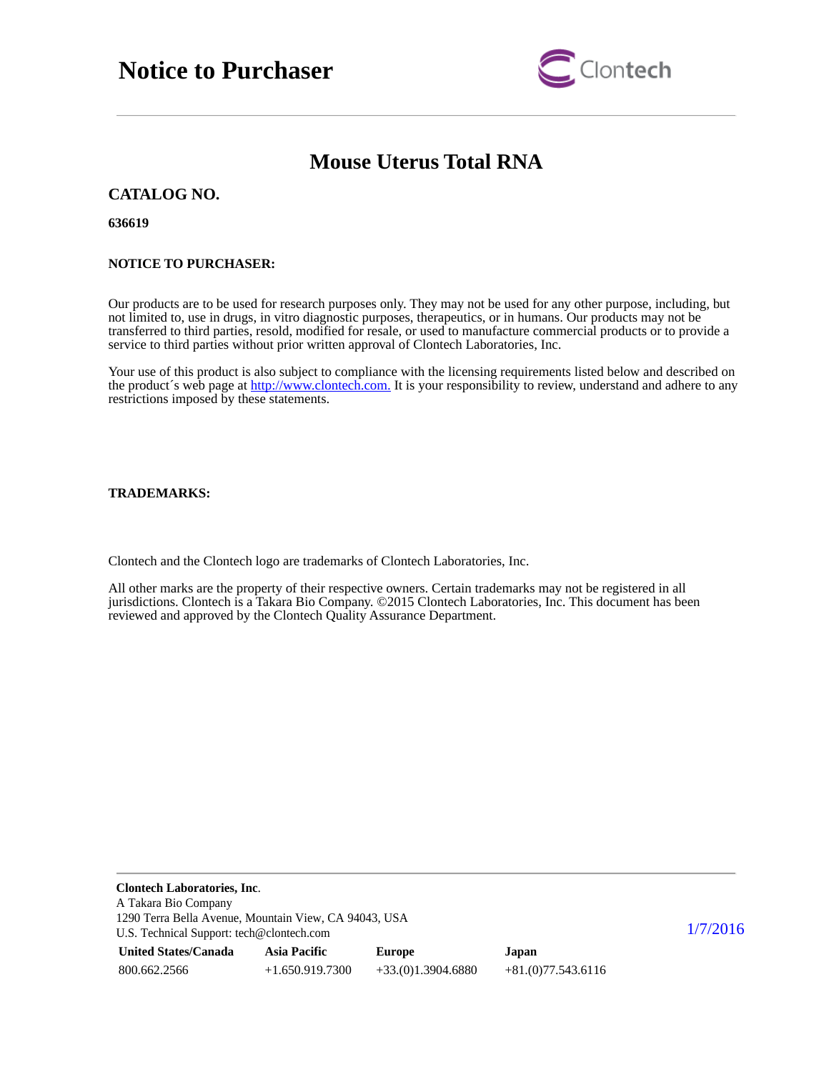# Notice to Purchaser

## Mouse Uterus Total RNA

### CATALOG NO.

**636619**

**NOTICE TO PURCHASER:**

Our products are to be used for research purposes only. They may not be used for any other purpose, including, but not limited to, use in drugs, in vitro diagnostic purposes, therapeutics, or in humans. Our products may not be transferred to third parties, resold, modified for resale, or used to manufacture commercial products or to provide a service to third parties without prior written approval of Clontech Laboratories, Inc.

Your use of this product is also subject to compliance with the licensing requirements listed below and described on the product´s web page at [http://www.clontech.com.](http://www.clontech.com) It is your responsibility to review, understand and adhere to any restrictions imposed by these statements.

**TRADEMARKS:**

Clontech and the Clontech logo are trademarks of Clontech Laboratories, Inc.

All other marks are the property of their respective owners. Certain trademarks may not be registered in all jurisdictions. Clontech is a Takara Bio Company. ©2015 Clontech Laboratories, Inc. This document has been reviewed and approved by the Clontech Quality Assurance Department.

**Clontech Laboratories, Inc**.
A Takara Bio Company
1290 Terra Bella Avenue, Mountain View, CA 94043, USA
U.S. Technical Support: tech@clontech.com

1/7/2016

| United States/Canada | Asia Pacific | Europe | Japan |
|---|---|---|---|
| 800.662.2566 | +1.650.919.7300 | +33.(0)1.3904.6880 | +81.(0)77.543.6116 |